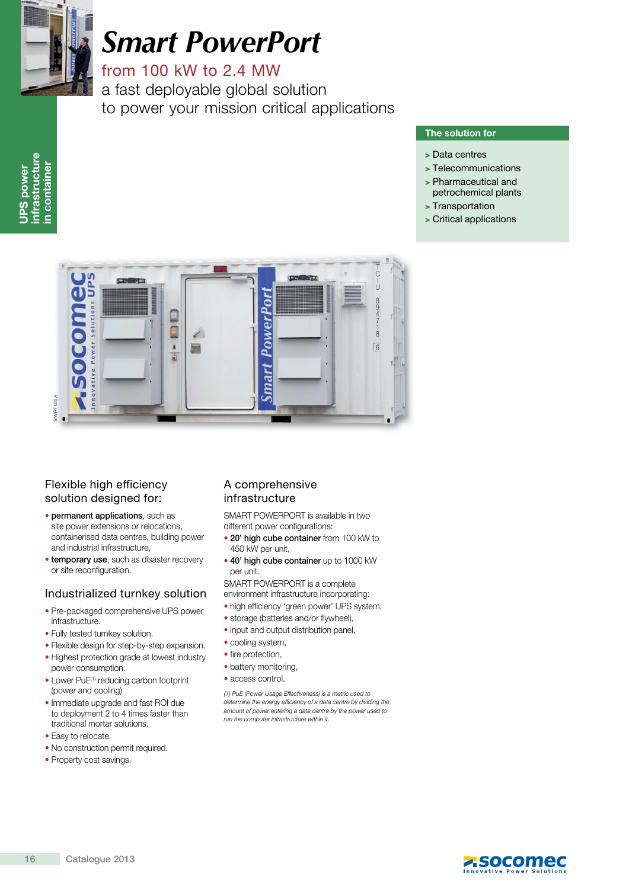UPS power infrastructure in container

# Smart PowerPort

## from 100 kW to 2.4 MW

a fast deployable global solution
to power your mission critical applications

**The solution for**

- > Data centres
- > Telecommunications
- > Pharmaceutical and petrochemical plants
- > Transportation
- > Critical applications

### Flexible high efficiency solution designed for:

- **permanent applications**, such as site power extensions or relocations, containerised data centres, building power and industrial infrastructure,
- **temporary use**, such as disaster recovery or site reconfiguration.

### Industrialized turnkey solution

- Pre-packaged comprehensive UPS power infrastructure.
- Fully tested turnkey solution.
- Flexible design for step-by-step expansion.
- Highest protection grade at lowest industry power consumption.
- Lower PuE[1] reducing carbon footprint (power and cooling)
- Immediate upgrade and fast ROI due to deployment 2 to 4 times faster than traditional mortar solutions.
- Easy to relocate.
- No construction permit required.
- Property cost savings.

### A comprehensive infrastructure

SMART POWERPORT is available in two different power configurations:

- **20' high cube container** from 100 kW to 450 kW per unit,
- **40' high cube container** up to 1000 kW per unit.

SMART POWERPORT is a complete environment infrastructure incorporating:

- high efficiency 'green power' UPS system,
- storage (batteries and/or flywheel),
- input and output distribution panel,
- cooling system,
- fire protection,
- battery monitoring,
- access control.

*(1) PuE (Power Usage Effectiveness) is a metric used to determine the energy efficiency of a data centre by dividing the amount of power entering a data centre by the power used to run the computer infrastructure within it.*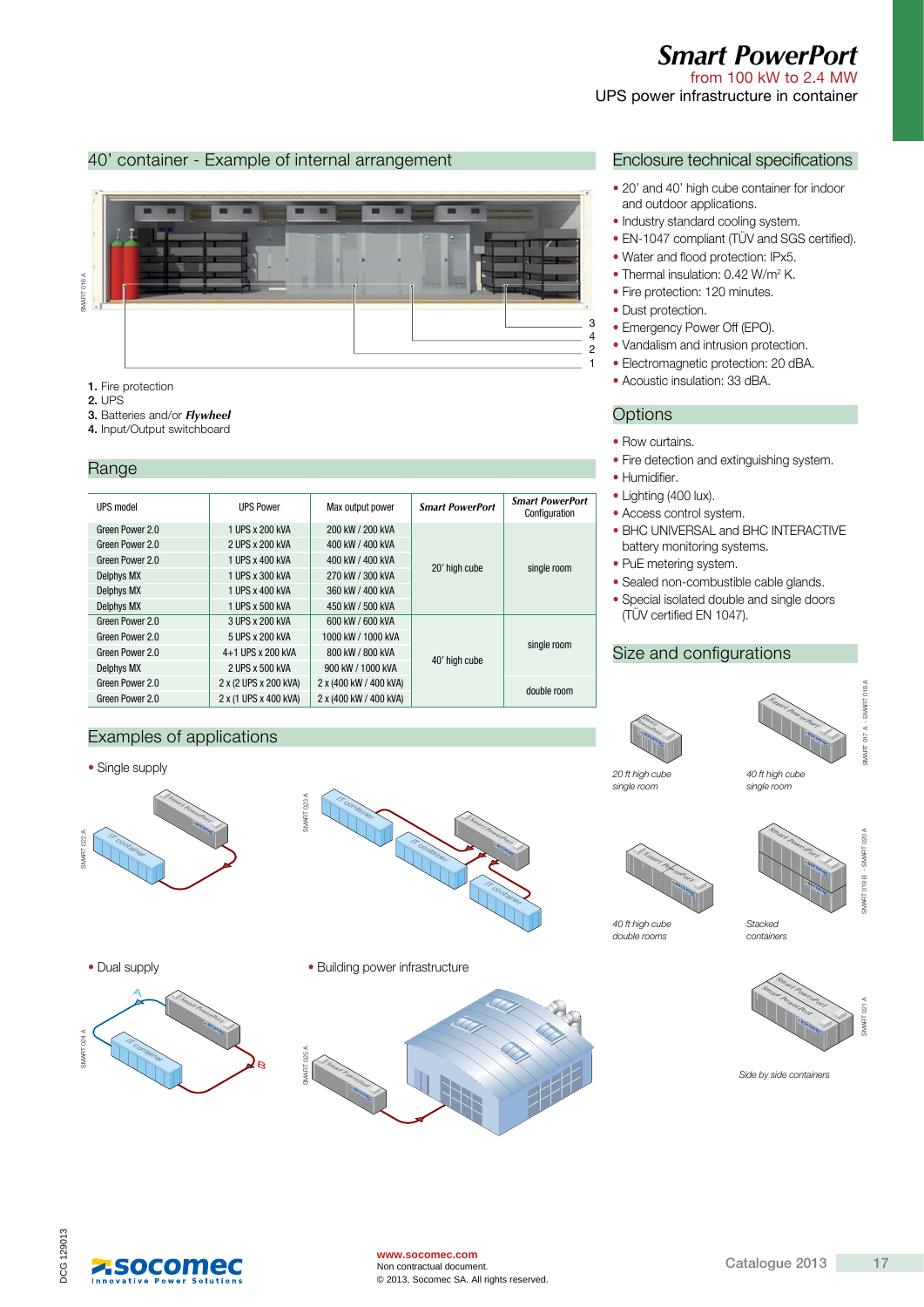# Smart PowerPort

from 100 kW to 2.4 MW

UPS power infrastructure in container

## 40' container - Example of internal arrangement

3
4
2
1

**1.** Fire protection
**2.** UPS
**3.** Batteries and/or ***Flywheel***
**4.** Input/Output switchboard

## Range

| UPS model | UPS Power | Max output power | *Smart PowerPort* | *Smart PowerPort* Configuration |
|---|---|---|---|---|
| Green Power 2.0 | 1 UPS x 200 kVA | 200 kW / 200 kVA | 20' high cube | single room |
| Green Power 2.0 | 2 UPS x 200 kVA | 400 kW / 400 kVA | | |
| Green Power 2.0 | 1 UPS x 400 kVA | 400 kW / 400 kVA | | |
| Delphys MX | 1 UPS x 300 kVA | 270 kW / 300 kVA | | |
| Delphys MX | 1 UPS x 400 kVA | 360 kW / 400 kVA | | |
| Delphys MX | 1 UPS x 500 kVA | 450 kW / 500 kVA | | |
| Green Power 2.0 | 3 UPS x 200 kVA | 600 kW / 600 kVA | 40' high cube | single room |
| Green Power 2.0 | 5 UPS x 200 kVA | 1000 kW / 1000 kVA | | |
| Green Power 2.0 | 4+1 UPS x 200 kVA | 800 kW / 800 kVA | | |
| Delphys MX | 2 UPS x 500 kVA | 900 kW / 1000 kVA | | |
| Green Power 2.0 | 2 x (2 UPS x 200 kVA) | 2 x (400 kW / 400 kVA) | | double room |
| Green Power 2.0 | 2 x (1 UPS x 400 kVA) | 2 x (400 kW / 400 kVA) | | |

## Examples of applications

- Single supply

- Dual supply

- Building power infrastructure

## Enclosure technical specifications

- 20' and 40' high cube container for indoor and outdoor applications.
- Industry standard cooling system.
- EN-1047 compliant (TÜV and SGS certified).
- Water and flood protection: IPx5.
- Thermal insulation: 0.42 W/m² K.
- Fire protection: 120 minutes.
- Dust protection.
- Emergency Power Off (EPO).
- Vandalism and intrusion protection.
- Electromagnetic protection: 20 dBA.
- Acoustic insulation: 33 dBA.

## Options

- Row curtains.
- Fire detection and extinguishing system.
- Humidifier.
- Lighting (400 lux).
- Access control system.
- BHC UNIVERSAL and BHC INTERACTIVE battery monitoring systems.
- PuE metering system.
- Sealed non-combustible cable glands.
- Special isolated double and single doors (TÜV certified EN 1047).

## Size and configurations

*20 ft high cube single room*

*40 ft high cube single room*

*40 ft high cube double rooms*

*Stacked containers*

*Side by side containers*

www.socomec.com
Non contractual document.
© 2013, Socomec SA. All rights reserved.